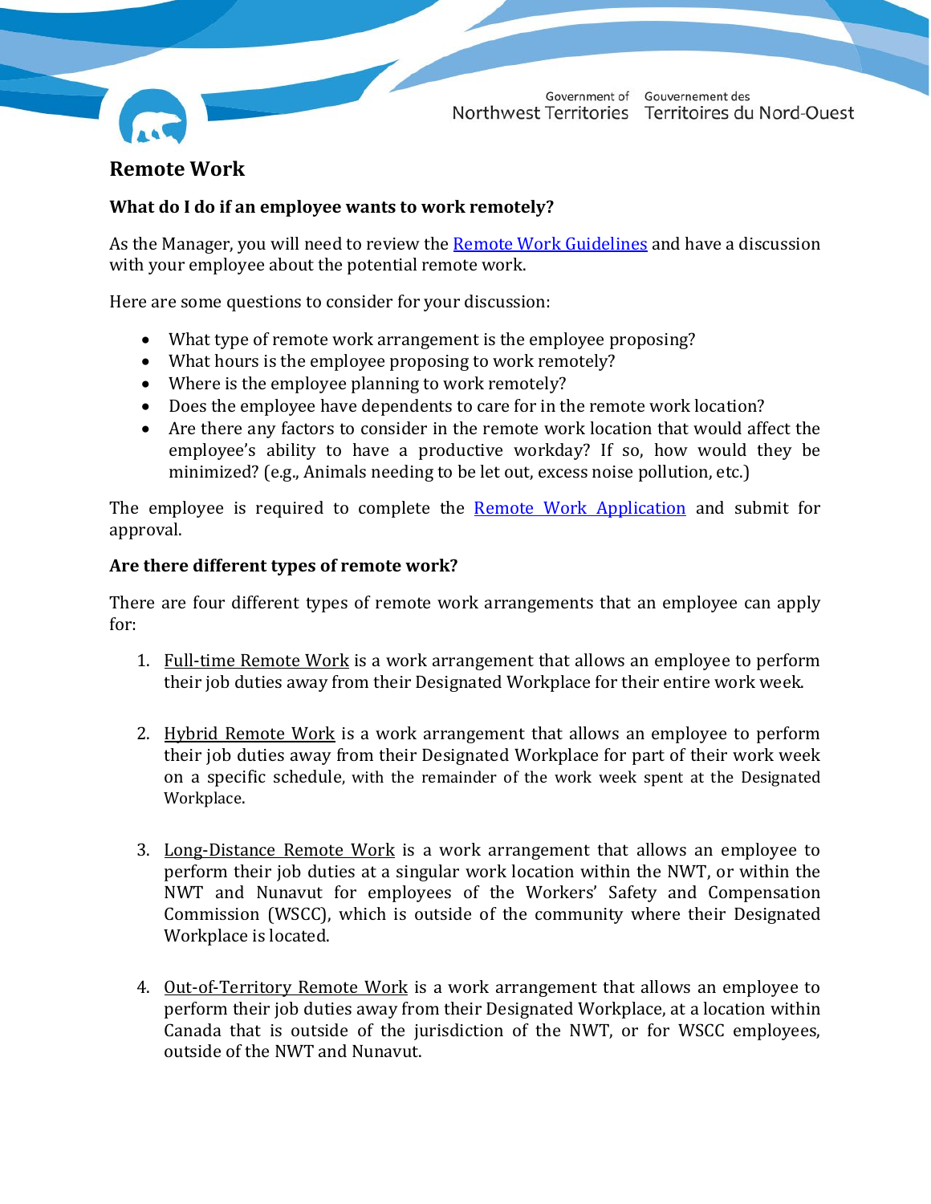# Remote Work

## What do I do if an employee wants to work remotely?

As the Manager, you will need to review the [Remote Work Guidelines] and have a discussion with your employee about the potential remote work.

Here are some questions to consider for your discussion:

- What type of remote work arrangement is the employee proposing?
- What hours is the employee proposing to work remotely?
- Where is the employee planning to work remotely?
- Does the employee have dependents to care for in the remote work location?
- Are there any factors to consider in the remote work location that would affect the employee's ability to have a productive workday? If so, how would they be minimized? (e.g., Animals needing to be let out, excess noise pollution, etc.)

The employee is required to complete the [Remote Work Application] and submit for approval.

## Are there different types of remote work?

There are four different types of remote work arrangements that an employee can apply for:

1. Full-time Remote Work is a work arrangement that allows an employee to perform their job duties away from their Designated Workplace for their entire work week.

2. Hybrid Remote Work is a work arrangement that allows an employee to perform their job duties away from their Designated Workplace for part of their work week on a specific schedule, with the remainder of the work week spent at the Designated Workplace.

3. Long-Distance Remote Work is a work arrangement that allows an employee to perform their job duties at a singular work location within the NWT, or within the NWT and Nunavut for employees of the Workers' Safety and Compensation Commission (WSCC), which is outside of the community where their Designated Workplace is located.

4. Out-of-Territory Remote Work is a work arrangement that allows an employee to perform their job duties away from their Designated Workplace, at a location within Canada that is outside of the jurisdiction of the NWT, or for WSCC employees, outside of the NWT and Nunavut.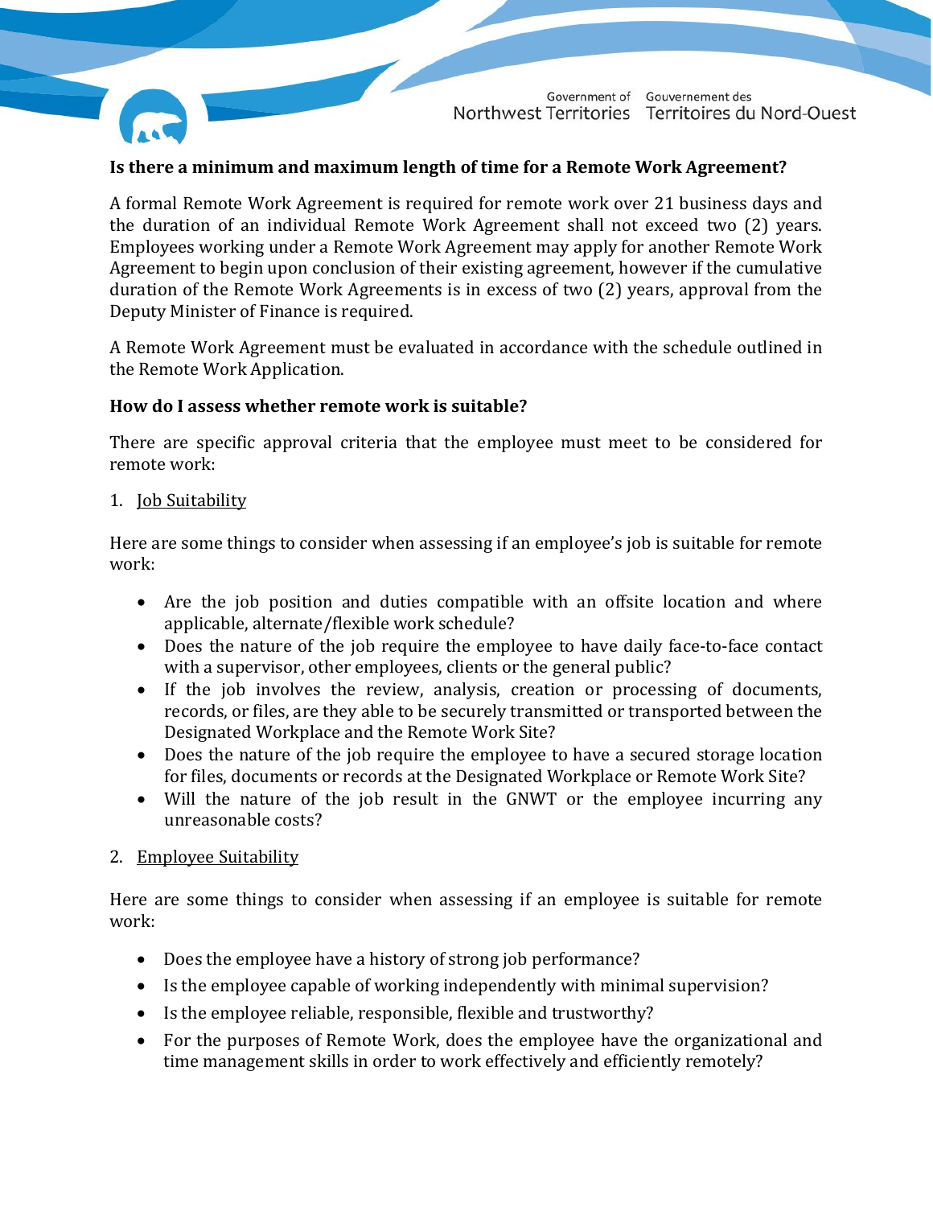**Is there a minimum and maximum length of time for a Remote Work Agreement?**

A formal Remote Work Agreement is required for remote work over 21 business days and the duration of an individual Remote Work Agreement shall not exceed two (2) years. Employees working under a Remote Work Agreement may apply for another Remote Work Agreement to begin upon conclusion of their existing agreement, however if the cumulative duration of the Remote Work Agreements is in excess of two (2) years, approval from the Deputy Minister of Finance is required.

A Remote Work Agreement must be evaluated in accordance with the schedule outlined in the Remote Work Application.

**How do I assess whether remote work is suitable?**

There are specific approval criteria that the employee must meet to be considered for remote work:

1. Job Suitability

Here are some things to consider when assessing if an employee's job is suitable for remote work:

- Are the job position and duties compatible with an offsite location and where applicable, alternate/flexible work schedule?
- Does the nature of the job require the employee to have daily face-to-face contact with a supervisor, other employees, clients or the general public?
- If the job involves the review, analysis, creation or processing of documents, records, or files, are they able to be securely transmitted or transported between the Designated Workplace and the Remote Work Site?
- Does the nature of the job require the employee to have a secured storage location for files, documents or records at the Designated Workplace or Remote Work Site?
- Will the nature of the job result in the GNWT or the employee incurring any unreasonable costs?

2. Employee Suitability

Here are some things to consider when assessing if an employee is suitable for remote work:

- Does the employee have a history of strong job performance?
- Is the employee capable of working independently with minimal supervision?
- Is the employee reliable, responsible, flexible and trustworthy?
- For the purposes of Remote Work, does the employee have the organizational and time management skills in order to work effectively and efficiently remotely?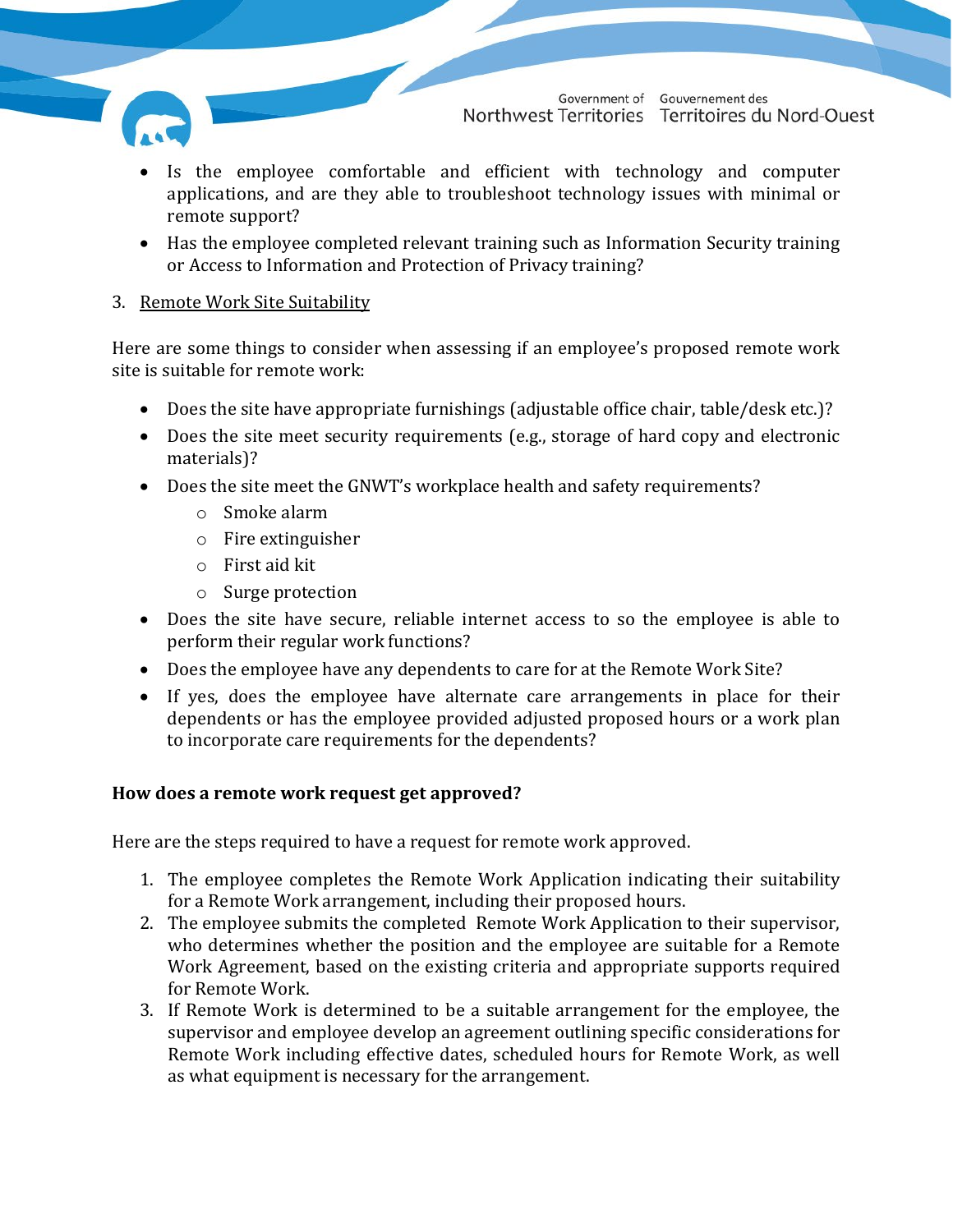- Is the employee comfortable and efficient with technology and computer applications, and are they able to troubleshoot technology issues with minimal or remote support?
- Has the employee completed relevant training such as Information Security training or Access to Information and Protection of Privacy training?

3. <u>Remote Work Site Suitability</u>

Here are some things to consider when assessing if an employee's proposed remote work site is suitable for remote work:

- Does the site have appropriate furnishings (adjustable office chair, table/desk etc.)?
- Does the site meet security requirements (e.g., storage of hard copy and electronic materials)?
- Does the site meet the GNWT's workplace health and safety requirements?
  - Smoke alarm
  - Fire extinguisher
  - First aid kit
  - Surge protection
- Does the site have secure, reliable internet access to so the employee is able to perform their regular work functions?
- Does the employee have any dependents to care for at the Remote Work Site?
- If yes, does the employee have alternate care arrangements in place for their dependents or has the employee provided adjusted proposed hours or a work plan to incorporate care requirements for the dependents?

**How does a remote work request get approved?**

Here are the steps required to have a request for remote work approved.

1. The employee completes the Remote Work Application indicating their suitability for a Remote Work arrangement, including their proposed hours.
2. The employee submits the completed Remote Work Application to their supervisor, who determines whether the position and the employee are suitable for a Remote Work Agreement, based on the existing criteria and appropriate supports required for Remote Work.
3. If Remote Work is determined to be a suitable arrangement for the employee, the supervisor and employee develop an agreement outlining specific considerations for Remote Work including effective dates, scheduled hours for Remote Work, as well as what equipment is necessary for the arrangement.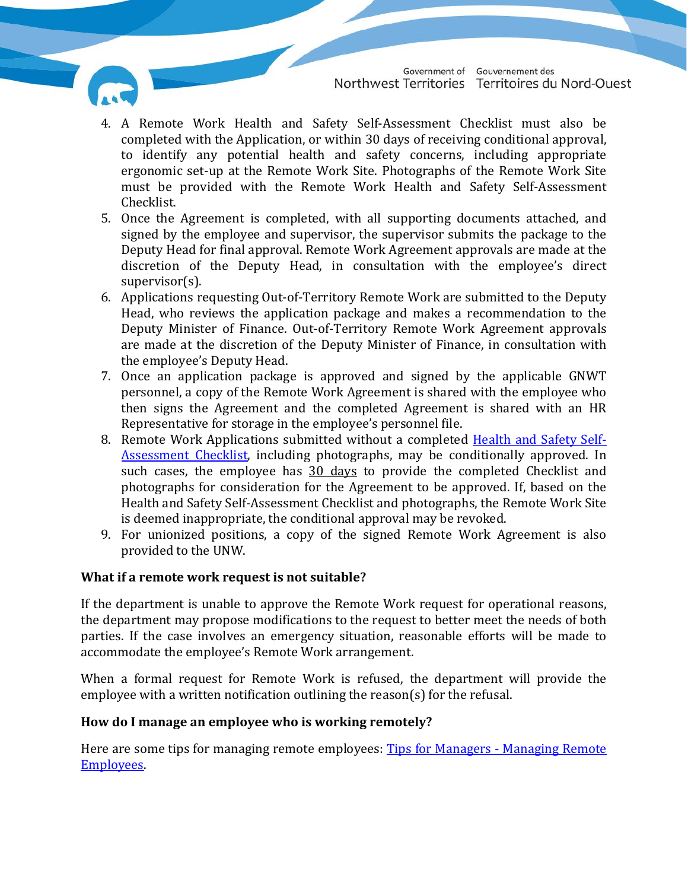4. A Remote Work Health and Safety Self-Assessment Checklist must also be completed with the Application, or within 30 days of receiving conditional approval, to identify any potential health and safety concerns, including appropriate ergonomic set-up at the Remote Work Site. Photographs of the Remote Work Site must be provided with the Remote Work Health and Safety Self-Assessment Checklist.
5. Once the Agreement is completed, with all supporting documents attached, and signed by the employee and supervisor, the supervisor submits the package to the Deputy Head for final approval. Remote Work Agreement approvals are made at the discretion of the Deputy Head, in consultation with the employee's direct supervisor(s).
6. Applications requesting Out-of-Territory Remote Work are submitted to the Deputy Head, who reviews the application package and makes a recommendation to the Deputy Minister of Finance. Out-of-Territory Remote Work Agreement approvals are made at the discretion of the Deputy Minister of Finance, in consultation with the employee's Deputy Head.
7. Once an application package is approved and signed by the applicable GNWT personnel, a copy of the Remote Work Agreement is shared with the employee who then signs the Agreement and the completed Agreement is shared with an HR Representative for storage in the employee's personnel file.
8. Remote Work Applications submitted without a completed [Health and Safety Self-Assessment Checklist](), including photographs, may be conditionally approved. In such cases, the employee has 30 days to provide the completed Checklist and photographs for consideration for the Agreement to be approved. If, based on the Health and Safety Self-Assessment Checklist and photographs, the Remote Work Site is deemed inappropriate, the conditional approval may be revoked.
9. For unionized positions, a copy of the signed Remote Work Agreement is also provided to the UNW.

**What if a remote work request is not suitable?**

If the department is unable to approve the Remote Work request for operational reasons, the department may propose modifications to the request to better meet the needs of both parties. If the case involves an emergency situation, reasonable efforts will be made to accommodate the employee's Remote Work arrangement.

When a formal request for Remote Work is refused, the department will provide the employee with a written notification outlining the reason(s) for the refusal.

**How do I manage an employee who is working remotely?**

Here are some tips for managing remote employees: [Tips for Managers - Managing Remote Employees]().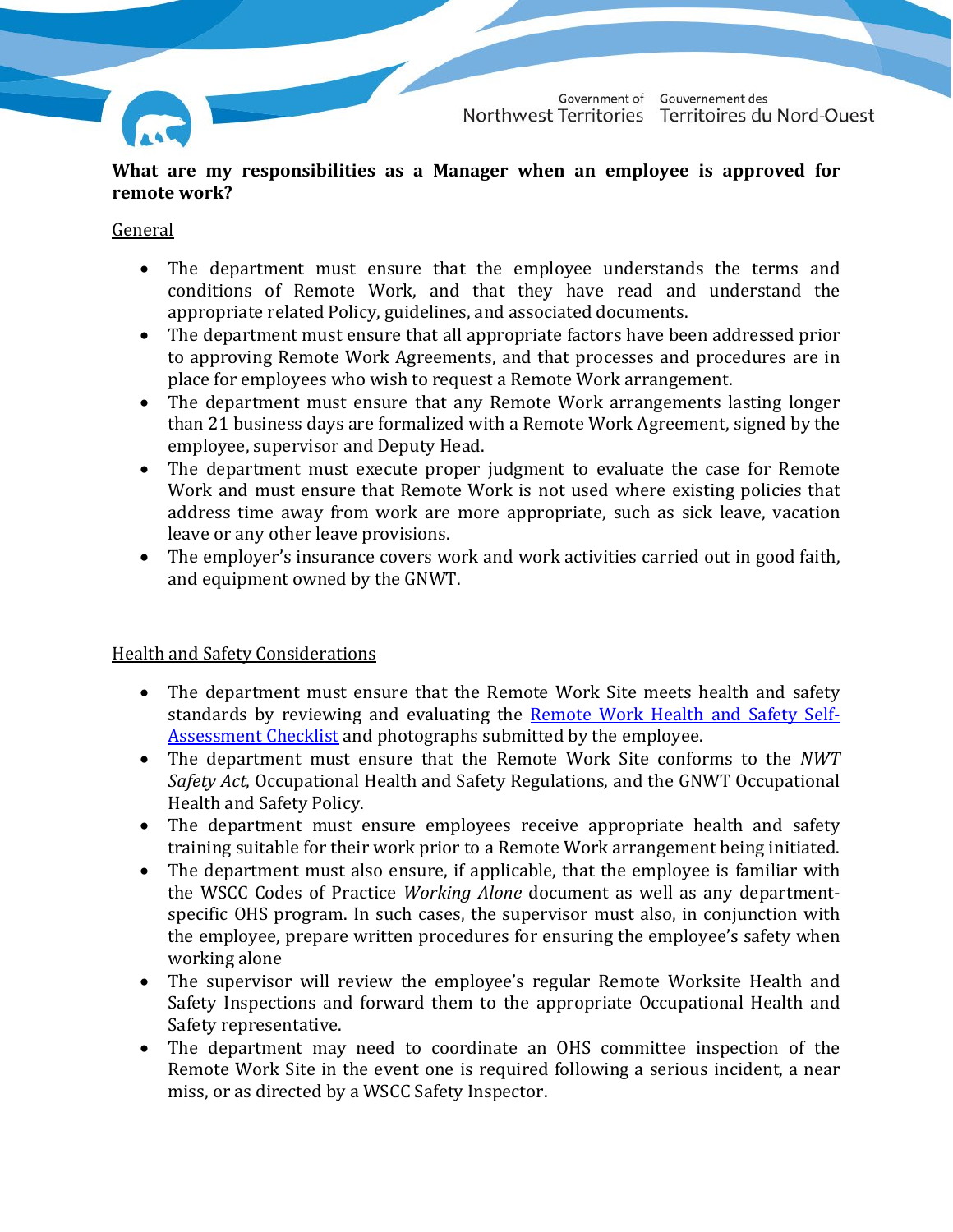**What are my responsibilities as a Manager when an employee is approved for remote work?**

General

- The department must ensure that the employee understands the terms and conditions of Remote Work, and that they have read and understand the appropriate related Policy, guidelines, and associated documents.
- The department must ensure that all appropriate factors have been addressed prior to approving Remote Work Agreements, and that processes and procedures are in place for employees who wish to request a Remote Work arrangement.
- The department must ensure that any Remote Work arrangements lasting longer than 21 business days are formalized with a Remote Work Agreement, signed by the employee, supervisor and Deputy Head.
- The department must execute proper judgment to evaluate the case for Remote Work and must ensure that Remote Work is not used where existing policies that address time away from work are more appropriate, such as sick leave, vacation leave or any other leave provisions.
- The employer's insurance covers work and work activities carried out in good faith, and equipment owned by the GNWT.

Health and Safety Considerations

- The department must ensure that the Remote Work Site meets health and safety standards by reviewing and evaluating the Remote Work Health and Safety Self-Assessment Checklist and photographs submitted by the employee.
- The department must ensure that the Remote Work Site conforms to the *NWT Safety Act*, Occupational Health and Safety Regulations, and the GNWT Occupational Health and Safety Policy.
- The department must ensure employees receive appropriate health and safety training suitable for their work prior to a Remote Work arrangement being initiated.
- The department must also ensure, if applicable, that the employee is familiar with the WSCC Codes of Practice *Working Alone* document as well as any department-specific OHS program. In such cases, the supervisor must also, in conjunction with the employee, prepare written procedures for ensuring the employee's safety when working alone
- The supervisor will review the employee's regular Remote Worksite Health and Safety Inspections and forward them to the appropriate Occupational Health and Safety representative.
- The department may need to coordinate an OHS committee inspection of the Remote Work Site in the event one is required following a serious incident, a near miss, or as directed by a WSCC Safety Inspector.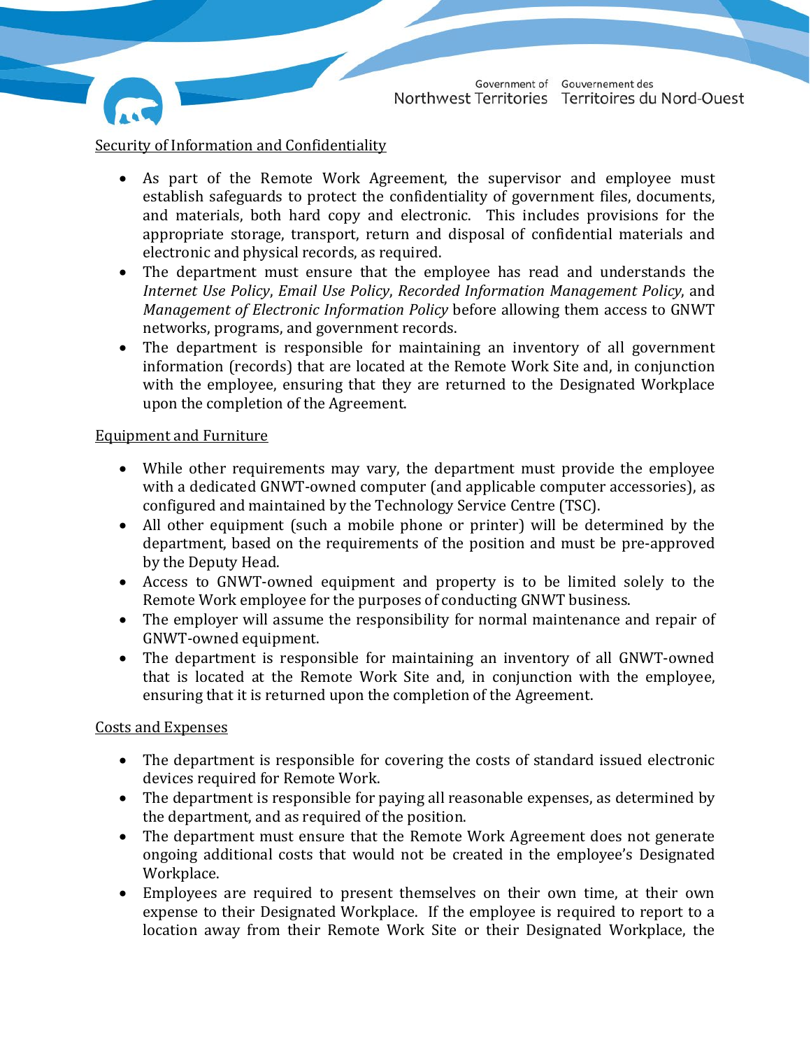Security of Information and Confidentiality

- As part of the Remote Work Agreement, the supervisor and employee must establish safeguards to protect the confidentiality of government files, documents, and materials, both hard copy and electronic. This includes provisions for the appropriate storage, transport, return and disposal of confidential materials and electronic and physical records, as required.
- The department must ensure that the employee has read and understands the *Internet Use Policy*, *Email Use Policy*, *Recorded Information Management Policy*, and *Management of Electronic Information Policy* before allowing them access to GNWT networks, programs, and government records.
- The department is responsible for maintaining an inventory of all government information (records) that are located at the Remote Work Site and, in conjunction with the employee, ensuring that they are returned to the Designated Workplace upon the completion of the Agreement.

Equipment and Furniture

- While other requirements may vary, the department must provide the employee with a dedicated GNWT-owned computer (and applicable computer accessories), as configured and maintained by the Technology Service Centre (TSC).
- All other equipment (such a mobile phone or printer) will be determined by the department, based on the requirements of the position and must be pre-approved by the Deputy Head.
- Access to GNWT-owned equipment and property is to be limited solely to the Remote Work employee for the purposes of conducting GNWT business.
- The employer will assume the responsibility for normal maintenance and repair of GNWT-owned equipment.
- The department is responsible for maintaining an inventory of all GNWT-owned that is located at the Remote Work Site and, in conjunction with the employee, ensuring that it is returned upon the completion of the Agreement.

Costs and Expenses

- The department is responsible for covering the costs of standard issued electronic devices required for Remote Work.
- The department is responsible for paying all reasonable expenses, as determined by the department, and as required of the position.
- The department must ensure that the Remote Work Agreement does not generate ongoing additional costs that would not be created in the employee's Designated Workplace.
- Employees are required to present themselves on their own time, at their own expense to their Designated Workplace. If the employee is required to report to a location away from their Remote Work Site or their Designated Workplace, the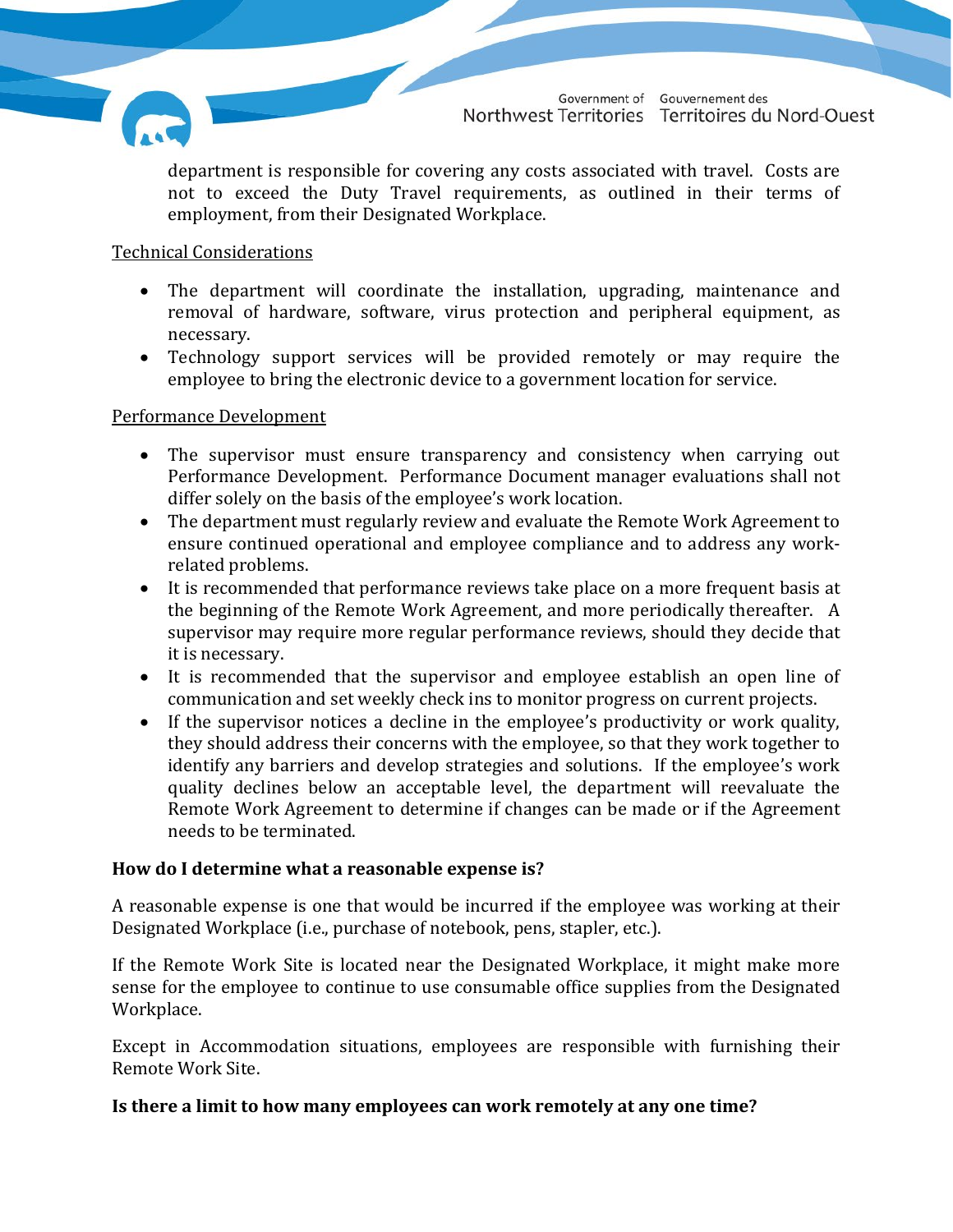department is responsible for covering any costs associated with travel. Costs are not to exceed the Duty Travel requirements, as outlined in their terms of employment, from their Designated Workplace.

Technical Considerations

- The department will coordinate the installation, upgrading, maintenance and removal of hardware, software, virus protection and peripheral equipment, as necessary.
- Technology support services will be provided remotely or may require the employee to bring the electronic device to a government location for service.

Performance Development

- The supervisor must ensure transparency and consistency when carrying out Performance Development. Performance Document manager evaluations shall not differ solely on the basis of the employee's work location.
- The department must regularly review and evaluate the Remote Work Agreement to ensure continued operational and employee compliance and to address any work-related problems.
- It is recommended that performance reviews take place on a more frequent basis at the beginning of the Remote Work Agreement, and more periodically thereafter. A supervisor may require more regular performance reviews, should they decide that it is necessary.
- It is recommended that the supervisor and employee establish an open line of communication and set weekly check ins to monitor progress on current projects.
- If the supervisor notices a decline in the employee's productivity or work quality, they should address their concerns with the employee, so that they work together to identify any barriers and develop strategies and solutions. If the employee's work quality declines below an acceptable level, the department will reevaluate the Remote Work Agreement to determine if changes can be made or if the Agreement needs to be terminated.

**How do I determine what a reasonable expense is?**

A reasonable expense is one that would be incurred if the employee was working at their Designated Workplace (i.e., purchase of notebook, pens, stapler, etc.).

If the Remote Work Site is located near the Designated Workplace, it might make more sense for the employee to continue to use consumable office supplies from the Designated Workplace.

Except in Accommodation situations, employees are responsible with furnishing their Remote Work Site.

**Is there a limit to how many employees can work remotely at any one time?**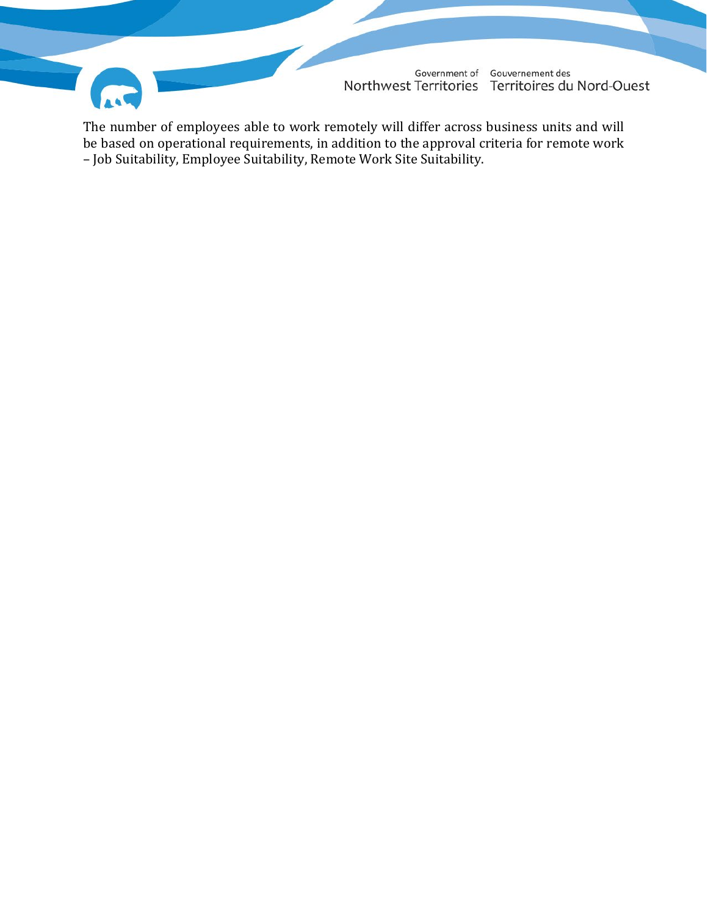The number of employees able to work remotely will differ across business units and will be based on operational requirements, in addition to the approval criteria for remote work – Job Suitability, Employee Suitability, Remote Work Site Suitability.